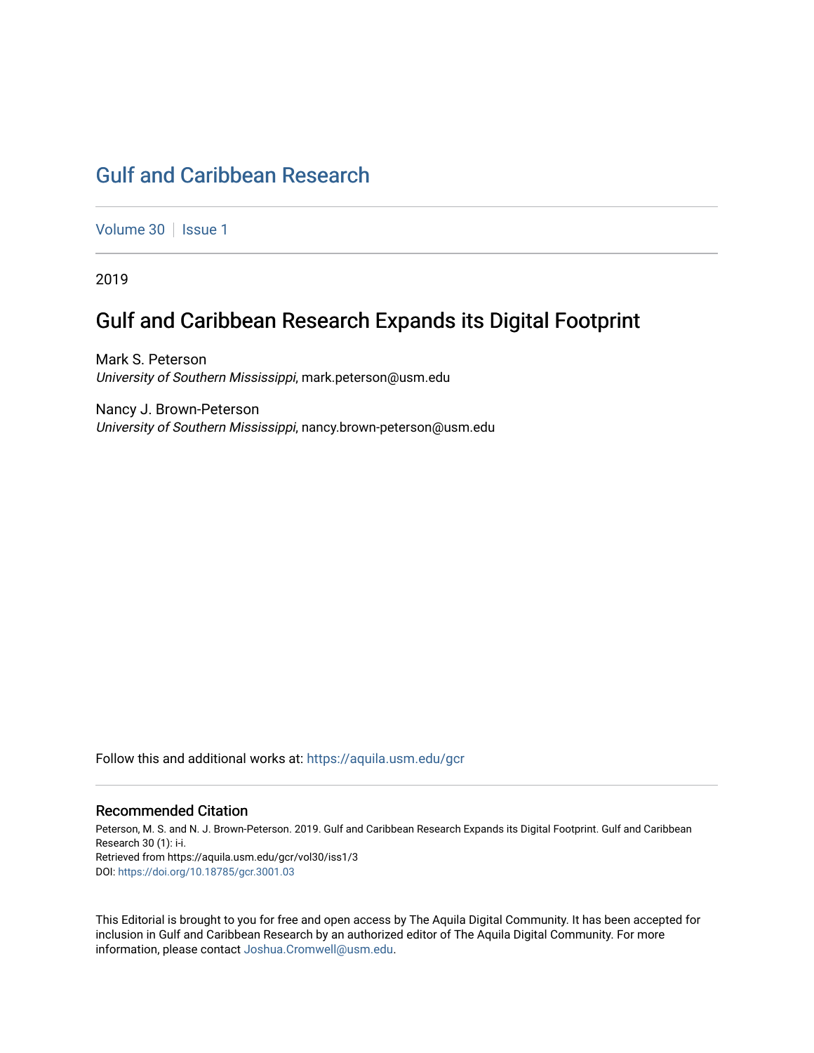# Gulf and Caribbean Research

Volume 30 | Issue 1

2019

## Gulf and Caribbean Research Expands its Digital Footprint

Mark S. Peterson
*University of Southern Mississippi*, mark.peterson@usm.edu

Nancy J. Brown-Peterson
*University of Southern Mississippi*, nancy.brown-peterson@usm.edu

Follow this and additional works at: https://aquila.usm.edu/gcr

### Recommended Citation

Peterson, M. S. and N. J. Brown-Peterson. 2019. Gulf and Caribbean Research Expands its Digital Footprint. Gulf and Caribbean Research 30 (1): i-i.
Retrieved from https://aquila.usm.edu/gcr/vol30/iss1/3
DOI: https://doi.org/10.18785/gcr.3001.03

This Editorial is brought to you for free and open access by The Aquila Digital Community. It has been accepted for inclusion in Gulf and Caribbean Research by an authorized editor of The Aquila Digital Community. For more information, please contact Joshua.Cromwell@usm.edu.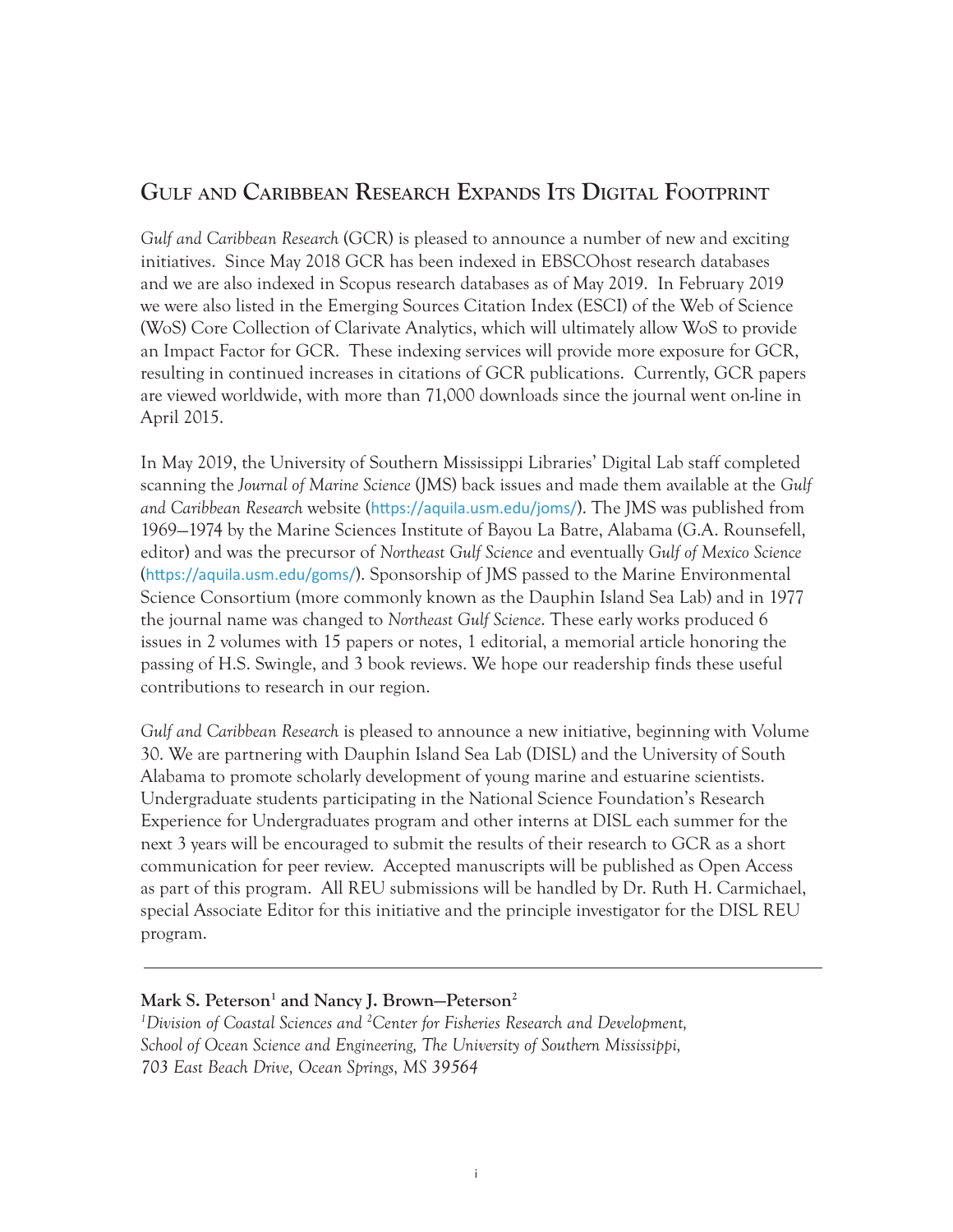# Gulf and Caribbean Research Expands Its Digital Footprint

*Gulf and Caribbean Research* (GCR) is pleased to announce a number of new and exciting initiatives. Since May 2018 GCR has been indexed in EBSCOhost research databases and we are also indexed in Scopus research databases as of May 2019. In February 2019 we were also listed in the Emerging Sources Citation Index (ESCI) of the Web of Science (WoS) Core Collection of Clarivate Analytics, which will ultimately allow WoS to provide an Impact Factor for GCR. These indexing services will provide more exposure for GCR, resulting in continued increases in citations of GCR publications. Currently, GCR papers are viewed worldwide, with more than 71,000 downloads since the journal went on-line in April 2015.

In May 2019, the University of Southern Mississippi Libraries' Digital Lab staff completed scanning the *Journal of Marine Science* (JMS) back issues and made them available at the *Gulf and Caribbean Research* website (https://aquila.usm.edu/joms/). The JMS was published from 1969—1974 by the Marine Sciences Institute of Bayou La Batre, Alabama (G.A. Rounsefell, editor) and was the precursor of *Northeast Gulf Science* and eventually *Gulf of Mexico Science* (https://aquila.usm.edu/goms/). Sponsorship of JMS passed to the Marine Environmental Science Consortium (more commonly known as the Dauphin Island Sea Lab) and in 1977 the journal name was changed to *Northeast Gulf Science*. These early works produced 6 issues in 2 volumes with 15 papers or notes, 1 editorial, a memorial article honoring the passing of H.S. Swingle, and 3 book reviews. We hope our readership finds these useful contributions to research in our region.

*Gulf and Caribbean Research* is pleased to announce a new initiative, beginning with Volume 30. We are partnering with Dauphin Island Sea Lab (DISL) and the University of South Alabama to promote scholarly development of young marine and estuarine scientists. Undergraduate students participating in the National Science Foundation's Research Experience for Undergraduates program and other interns at DISL each summer for the next 3 years will be encouraged to submit the results of their research to GCR as a short communication for peer review. Accepted manuscripts will be published as Open Access as part of this program. All REU submissions will be handled by Dr. Ruth H. Carmichael, special Associate Editor for this initiative and the principle investigator for the DISL REU program.

---

**Mark S. Peterson[1] and Nancy J. Brown—Peterson[2]**

*[1]Division of Coastal Sciences and [2]Center for Fisheries Research and Development, School of Ocean Science and Engineering, The University of Southern Mississippi, 703 East Beach Drive, Ocean Springs, MS 39564*